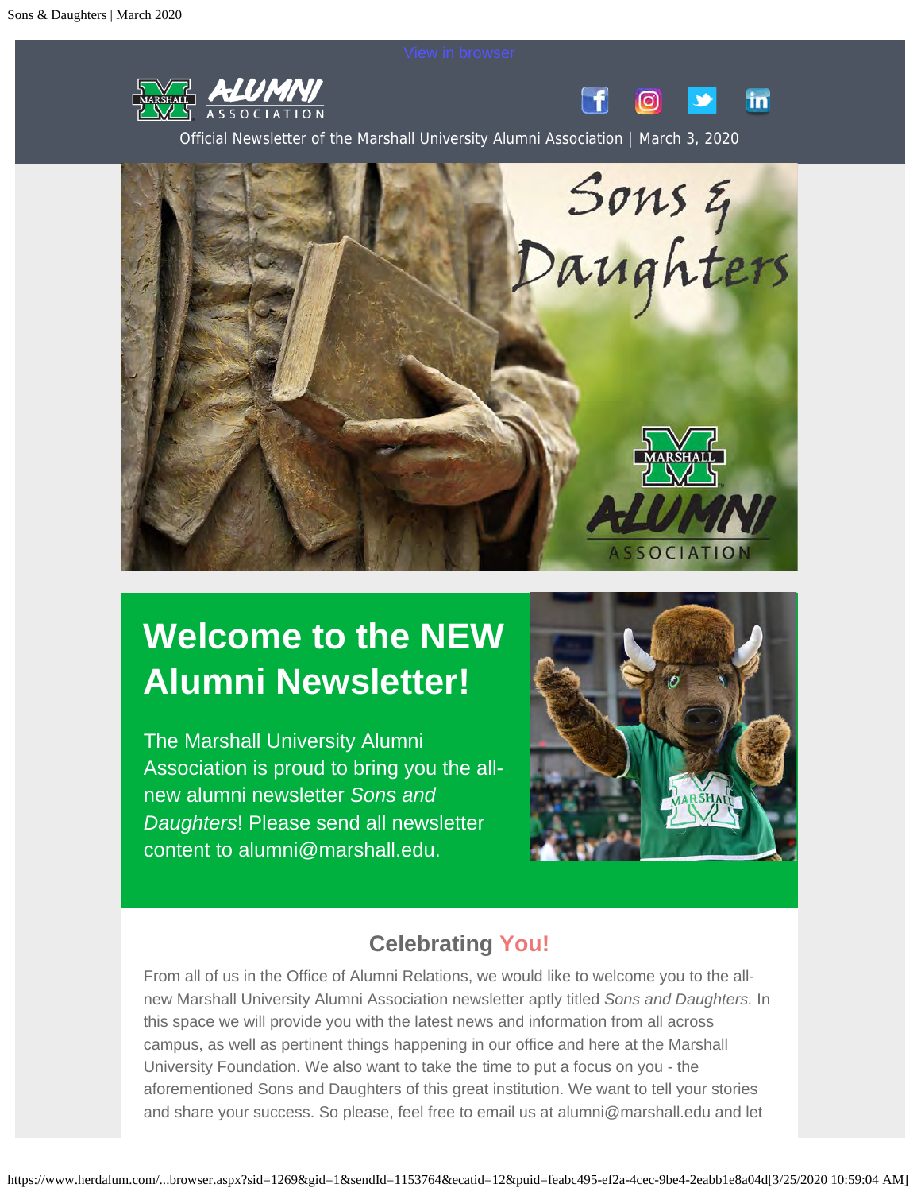View in browser

Official Newsletter of the Marshall University Alumni Association | March 3, 2020

# Welcome to the NEW Alumni Newsletter!

The Marshall University Alumni Association is proud to bring you the all-new alumni newsletter *Sons and Daughters*! Please send all newsletter content to alumni@marshall.edu.

## Celebrating You!

From all of us in the Office of Alumni Relations, we would like to welcome you to the all-new Marshall University Alumni Association newsletter aptly titled *Sons and Daughters.* In this space we will provide you with the latest news and information from all across campus, as well as pertinent things happening in our office and here at the Marshall University Foundation. We also want to take the time to put a focus on you - the aforementioned Sons and Daughters of this great institution. We want to tell your stories and share your success. So please, feel free to email us at alumni@marshall.edu and let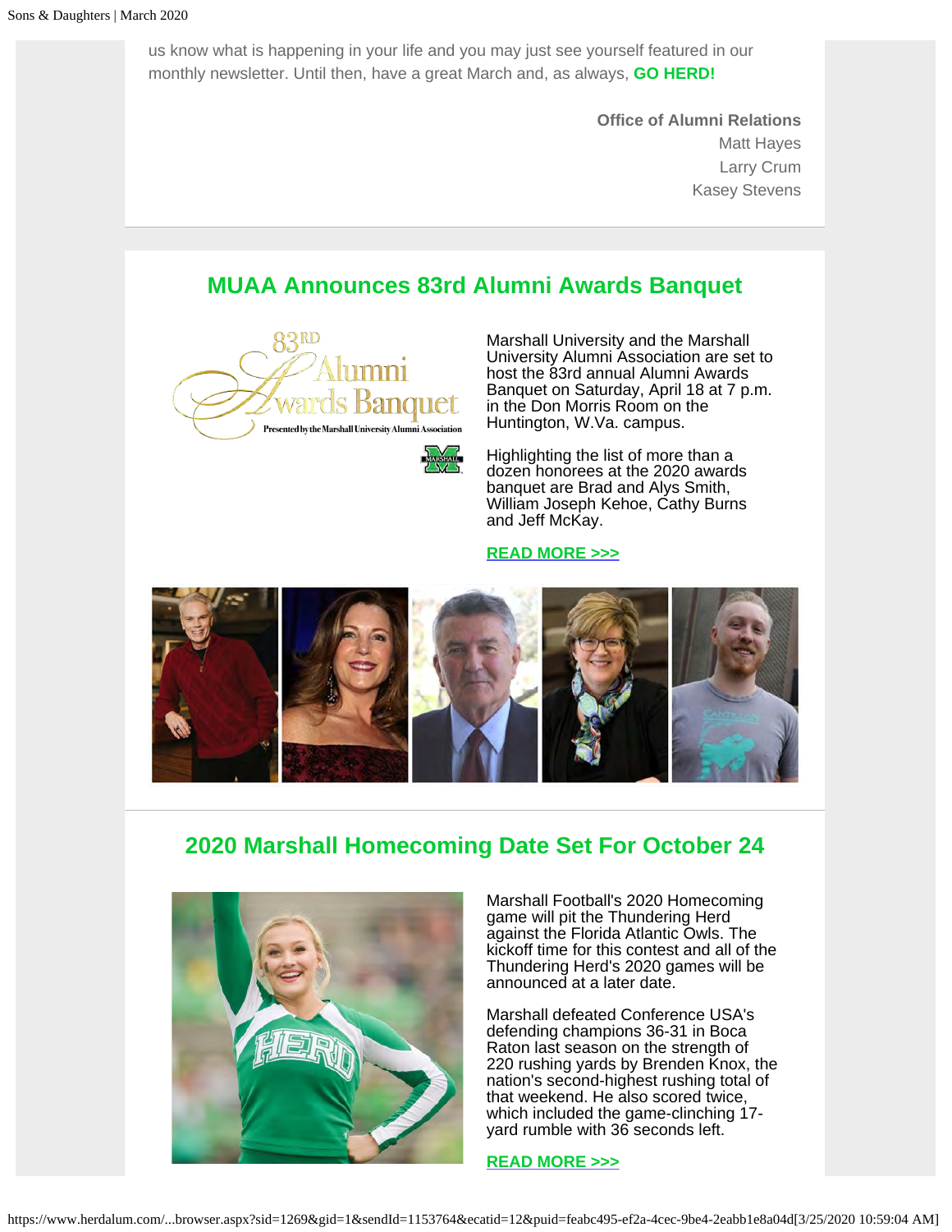us know what is happening in your life and you may just see yourself featured in our monthly newsletter. Until then, have a great March and, as always, **GO HERD!**

**Office of Alumni Relations**
Matt Hayes
Larry Crum
Kasey Stevens

## MUAA Announces 83rd Alumni Awards Banquet

Marshall University and the Marshall University Alumni Association are set to host the 83rd annual Alumni Awards Banquet on Saturday, April 18 at 7 p.m. in the Don Morris Room on the Huntington, W.Va. campus.

Highlighting the list of more than a dozen honorees at the 2020 awards banquet are Brad and Alys Smith, William Joseph Kehoe, Cathy Burns and Jeff McKay.

**READ MORE >>>**

## 2020 Marshall Homecoming Date Set For October 24

Marshall Football's 2020 Homecoming game will pit the Thundering Herd against the Florida Atlantic Owls. The kickoff time for this contest and all of the Thundering Herd's 2020 games will be announced at a later date.

Marshall defeated Conference USA's defending champions 36-31 in Boca Raton last season on the strength of 220 rushing yards by Brenden Knox, the nation's second-highest rushing total of that weekend. He also scored twice, which included the game-clinching 17-yard rumble with 36 seconds left.

**READ MORE >>>**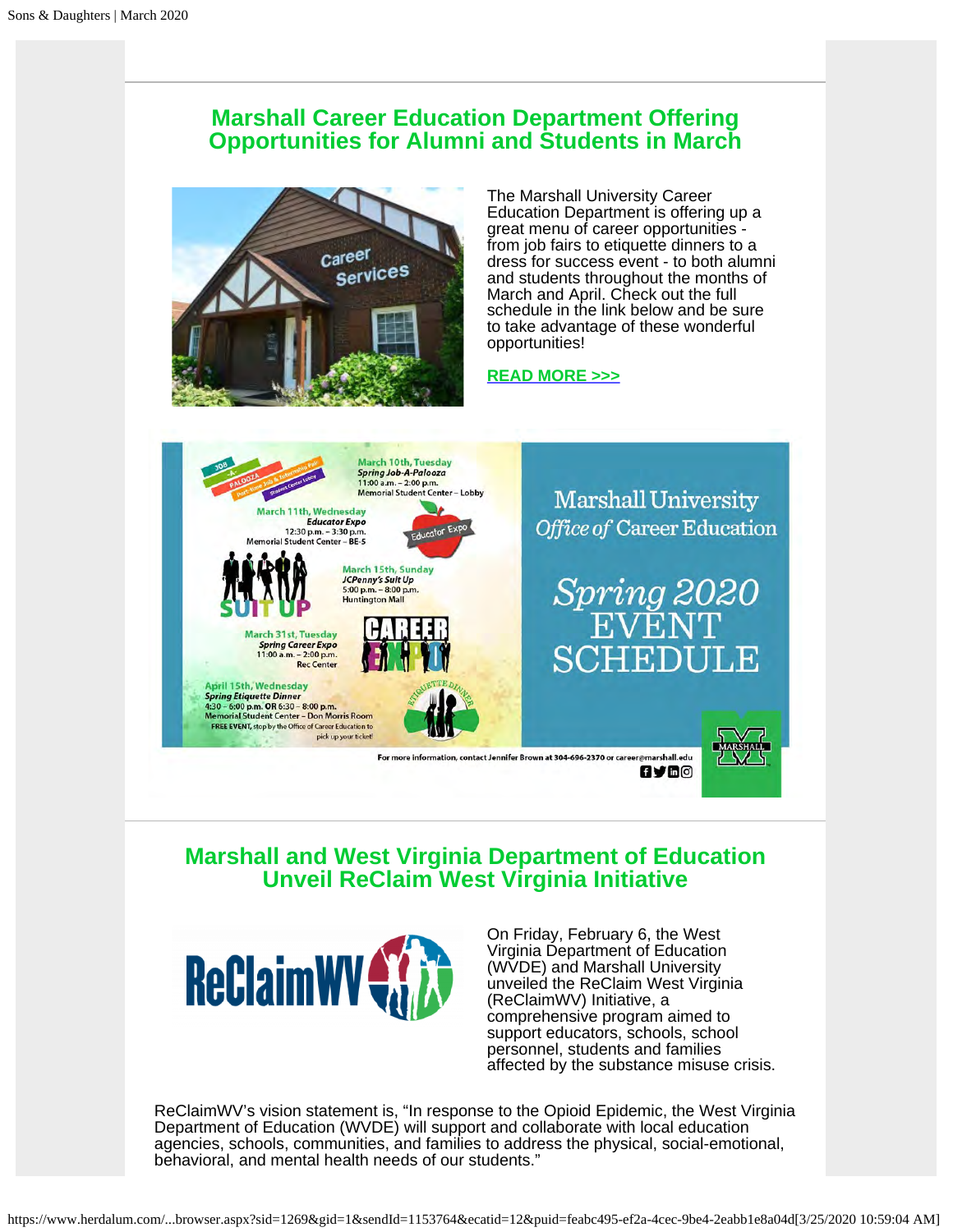## Marshall Career Education Department Offering Opportunities for Alumni and Students in March

The Marshall University Career Education Department is offering up a great menu of career opportunities - from job fairs to etiquette dinners to a dress for success event - to both alumni and students throughout the months of March and April. Check out the full schedule in the link below and be sure to take advantage of these wonderful opportunities!

**READ MORE >>>**

## Marshall and West Virginia Department of Education Unveil ReClaim West Virginia Initiative

On Friday, February 6, the West Virginia Department of Education (WVDE) and Marshall University unveiled the ReClaim West Virginia (ReClaimWV) Initiative, a comprehensive program aimed to support educators, schools, school personnel, students and families affected by the substance misuse crisis.

ReClaimWV's vision statement is, "In response to the Opioid Epidemic, the West Virginia Department of Education (WVDE) will support and collaborate with local education agencies, schools, communities, and families to address the physical, social-emotional, behavioral, and mental health needs of our students."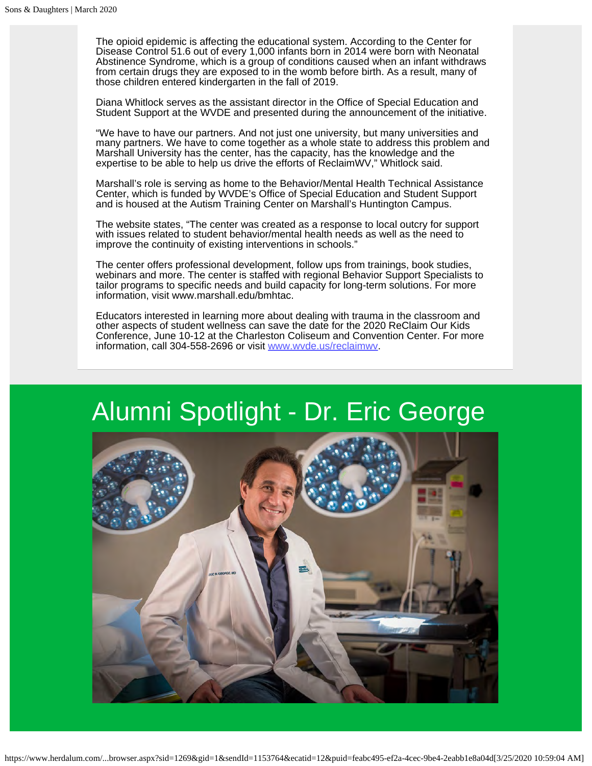The opioid epidemic is affecting the educational system. According to the Center for Disease Control 51.6 out of every 1,000 infants born in 2014 were born with Neonatal Abstinence Syndrome, which is a group of conditions caused when an infant withdraws from certain drugs they are exposed to in the womb before birth. As a result, many of those children entered kindergarten in the fall of 2019.

Diana Whitlock serves as the assistant director in the Office of Special Education and Student Support at the WVDE and presented during the announcement of the initiative.

"We have to have our partners. And not just one university, but many universities and many partners. We have to come together as a whole state to address this problem and Marshall University has the center, has the capacity, has the knowledge and the expertise to be able to help us drive the efforts of ReclaimWV," Whitlock said.

Marshall's role is serving as home to the Behavior/Mental Health Technical Assistance Center, which is funded by WVDE's Office of Special Education and Student Support and is housed at the Autism Training Center on Marshall's Huntington Campus.

The website states, "The center was created as a response to local outcry for support with issues related to student behavior/mental health needs as well as the need to improve the continuity of existing interventions in schools."

The center offers professional development, follow ups from trainings, book studies, webinars and more. The center is staffed with regional Behavior Support Specialists to tailor programs to specific needs and build capacity for long-term solutions. For more information, visit www.marshall.edu/bmhtac.

Educators interested in learning more about dealing with trauma in the classroom and other aspects of student wellness can save the date for the 2020 ReClaim Our Kids Conference, June 10-12 at the Charleston Coliseum and Convention Center. For more information, call 304-558-2696 or visit www.wvde.us/reclaimwv.

# Alumni Spotlight - Dr. Eric George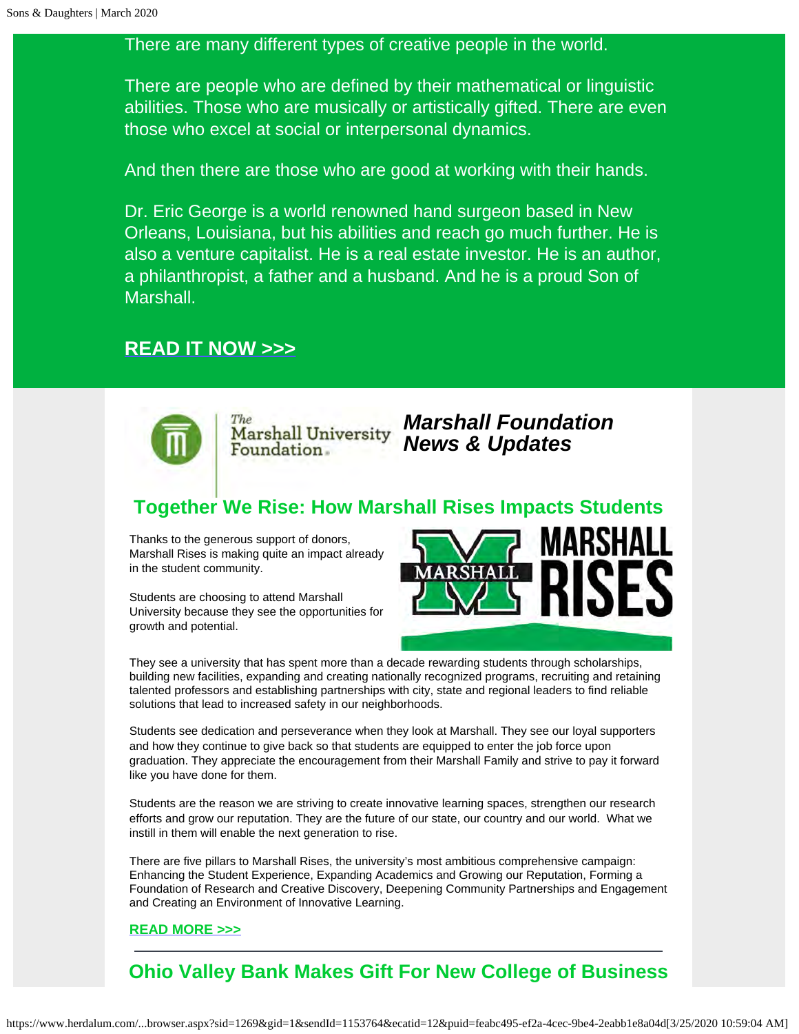There are many different types of creative people in the world.

There are people who are defined by their mathematical or linguistic abilities. Those who are musically or artistically gifted. There are even those who excel at social or interpersonal dynamics.

And then there are those who are good at working with their hands.

Dr. Eric George is a world renowned hand surgeon based in New Orleans, Louisiana, but his abilities and reach go much further. He is also a venture capitalist. He is a real estate investor. He is an author, a philanthropist, a father and a husband. And he is a proud Son of Marshall.

**READ IT NOW >>>**

The Marshall University Foundation

## *Marshall Foundation News & Updates*

## Together We Rise: How Marshall Rises Impacts Students

Thanks to the generous support of donors, Marshall Rises is making quite an impact already in the student community.

Students are choosing to attend Marshall University because they see the opportunities for growth and potential.

They see a university that has spent more than a decade rewarding students through scholarships, building new facilities, expanding and creating nationally recognized programs, recruiting and retaining talented professors and establishing partnerships with city, state and regional leaders to find reliable solutions that lead to increased safety in our neighborhoods.

Students see dedication and perseverance when they look at Marshall. They see our loyal supporters and how they continue to give back so that students are equipped to enter the job force upon graduation. They appreciate the encouragement from their Marshall Family and strive to pay it forward like you have done for them.

Students are the reason we are striving to create innovative learning spaces, strengthen our research efforts and grow our reputation. They are the future of our state, our country and our world. What we instill in them will enable the next generation to rise.

There are five pillars to Marshall Rises, the university's most ambitious comprehensive campaign: Enhancing the Student Experience, Expanding Academics and Growing our Reputation, Forming a Foundation of Research and Creative Discovery, Deepening Community Partnerships and Engagement and Creating an Environment of Innovative Learning.

**READ MORE >>>**

## Ohio Valley Bank Makes Gift For New College of Business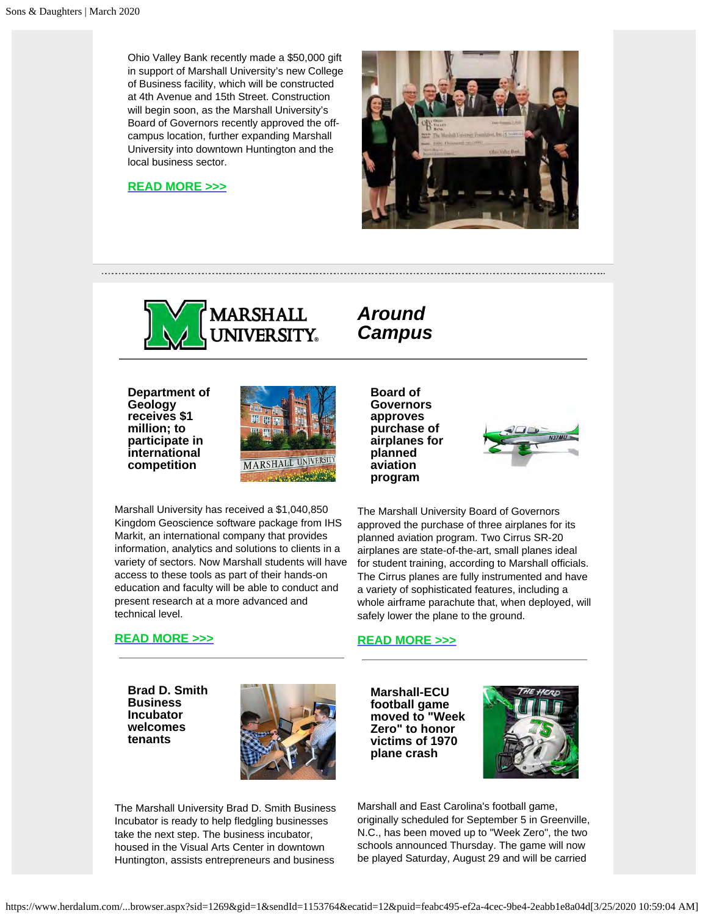Ohio Valley Bank recently made a $50,000 gift in support of Marshall University's new College of Business facility, which will be constructed at 4th Avenue and 15th Street. Construction will begin soon, as the Marshall University's Board of Governors recently approved the off-campus location, further expanding Marshall University into downtown Huntington and the local business sector.

**READ MORE >>>**

---

## *Around Campus*

### Department of Geology receives $1 million; to participate in international competition

Marshall University has received a $1,040,850 Kingdom Geoscience software package from IHS Markit, an international company that provides information, analytics and solutions to clients in a variety of sectors. Now Marshall students will have access to these tools as part of their hands-on education and faculty will be able to conduct and present research at a more advanced and technical level.

**READ MORE >>>**

### Board of Governors approves purchase of airplanes for planned aviation program

The Marshall University Board of Governors approved the purchase of three airplanes for its planned aviation program. Two Cirrus SR-20 airplanes are state-of-the-art, small planes ideal for student training, according to Marshall officials. The Cirrus planes are fully instrumented and have a variety of sophisticated features, including a whole airframe parachute that, when deployed, will safely lower the plane to the ground.

**READ MORE >>>**

### Brad D. Smith Business Incubator welcomes tenants

The Marshall University Brad D. Smith Business Incubator is ready to help fledgling businesses take the next step. The business incubator, housed in the Visual Arts Center in downtown Huntington, assists entrepreneurs and business

### Marshall-ECU football game moved to "Week Zero" to honor victims of 1970 plane crash

Marshall and East Carolina's football game, originally scheduled for September 5 in Greenville, N.C., has been moved up to "Week Zero", the two schools announced Thursday. The game will now be played Saturday, August 29 and will be carried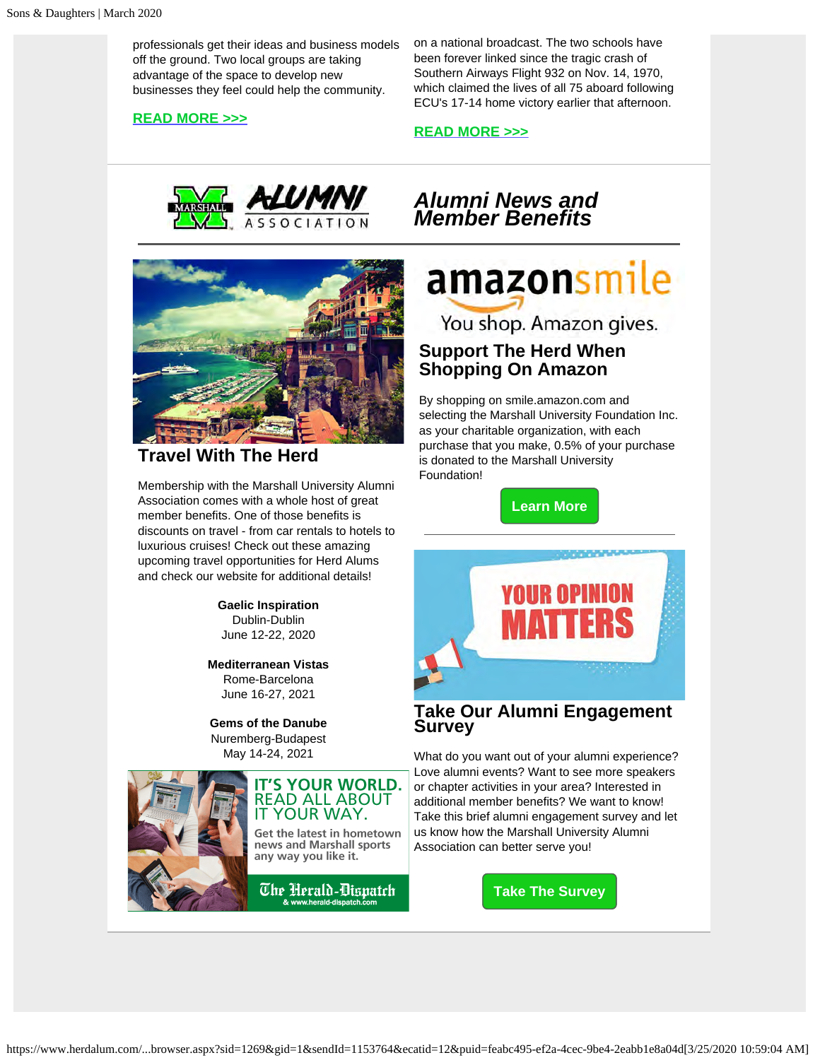professionals get their ideas and business models off the ground. Two local groups are taking advantage of the space to develop new businesses they feel could help the community.

**READ MORE >>>**

on a national broadcast. The two schools have been forever linked since the tragic crash of Southern Airways Flight 932 on Nov. 14, 1970, which claimed the lives of all 75 aboard following ECU's 17-14 home victory earlier that afternoon.

**READ MORE >>>**

MARSHALL ALUMNI ASSOCIATION

## *Alumni News and Member Benefits*

### Travel With The Herd

Membership with the Marshall University Alumni Association comes with a whole host of great member benefits. One of those benefits is discounts on travel - from car rentals to hotels to luxurious cruises! Check out these amazing upcoming travel opportunities for Herd Alums and check our website for additional details!

**Gaelic Inspiration**
Dublin-Dublin
June 12-22, 2020

**Mediterranean Vistas**
Rome-Barcelona
June 16-27, 2021

**Gems of the Danube**
Nuremberg-Budapest
May 14-24, 2021

IT'S YOUR WORLD. READ ALL ABOUT IT YOUR WAY.
Get the latest in hometown news and Marshall sports any way you like it.
The Herald-Dispatch & www.herald-dispatch.com

amazonsmile
You shop. Amazon gives.

### Support The Herd When Shopping On Amazon

By shopping on smile.amazon.com and selecting the Marshall University Foundation Inc. as your charitable organization, with each purchase that you make, 0.5% of your purchase is donated to the Marshall University Foundation!

**Learn More**

YOUR OPINION MATTERS

### Take Our Alumni Engagement Survey

What do you want out of your alumni experience? Love alumni events? Want to see more speakers or chapter activities in your area? Interested in additional member benefits? We want to know! Take this brief alumni engagement survey and let us know how the Marshall University Alumni Association can better serve you!

**Take The Survey**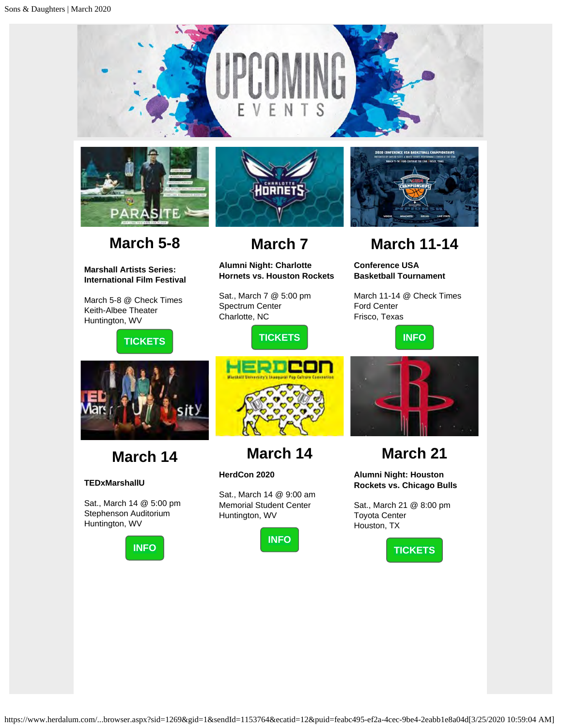# UPCOMING EVENTS

## March 5-8

**Marshall Artists Series: International Film Festival**

March 5-8 @ Check Times
Keith-Albee Theater
Huntington, WV

TICKETS

## March 7

**Alumni Night: Charlotte Hornets vs. Houston Rockets**

Sat., March 7 @ 5:00 pm
Spectrum Center
Charlotte, NC

TICKETS

## March 11-14

**Conference USA Basketball Tournament**

March 11-14 @ Check Times
Ford Center
Frisco, Texas

INFO

## March 14

**TEDxMarshallU**

Sat., March 14 @ 5:00 pm
Stephenson Auditorium
Huntington, WV

INFO

## March 14

**HerdCon 2020**

Sat., March 14 @ 9:00 am
Memorial Student Center
Huntington, WV

INFO

## March 21

**Alumni Night: Houston Rockets vs. Chicago Bulls**

Sat., March 21 @ 8:00 pm
Toyota Center
Houston, TX

TICKETS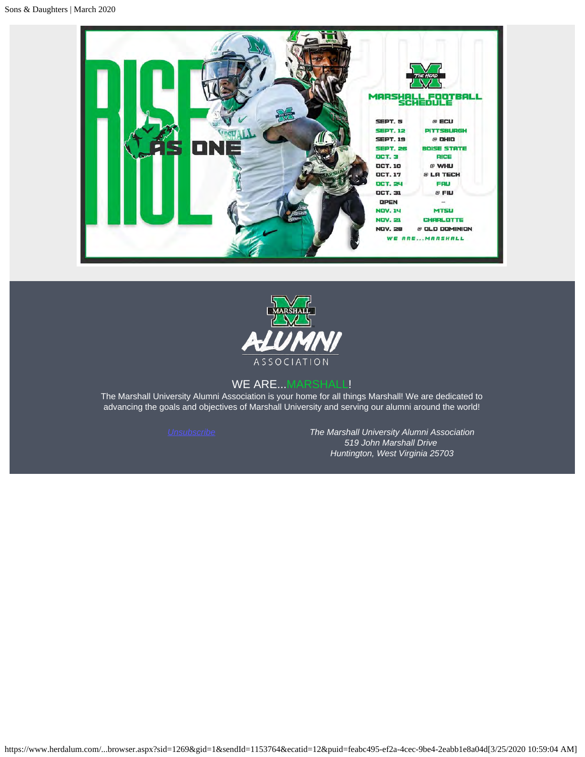RISE AS ONE

MARSHALL FOOTBALL SCHEDULE

| | |
|---|---|
| SEPT. 5 | @ ECU |
| SEPT. 12 | PITTSBURGH |
| SEPT. 19 | @ OHIO |
| SEPT. 26 | BOISE STATE |
| OCT. 3 | RICE |
| OCT. 10 | @ WKU |
| OCT. 17 | @ LA TECH |
| OCT. 24 | FAU |
| OCT. 31 | @ FIU |
| OPEN | – |
| NOV. 14 | MTSU |
| NOV. 21 | CHARLOTTE |
| NOV. 28 | @ OLD DOMINION |

WE ARE...MARSHALL

MARSHALL ALUMNI ASSOCIATION

WE ARE...MARSHALL!

The Marshall University Alumni Association is your home for all things Marshall! We are dedicated to advancing the goals and objectives of Marshall University and serving our alumni around the world!

Unsubscribe

*The Marshall University Alumni Association*
*519 John Marshall Drive*
*Huntington, West Virginia 25703*